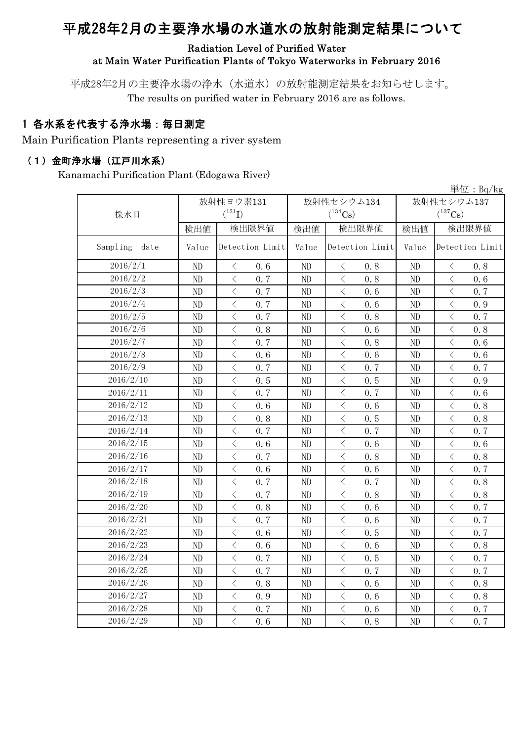# 平成28年2月の主要浄水場の水道水の放射能測定結果について

**Radiation Level of Purified Water at Main Water Purification Plants of Tokyo Waterworks in February 2016**

平成28年2月の主要浄水場の浄水（水道水）の放射能測定結果をお知らせします。
The results on purified water in February 2016 are as follows.

## 1 各水系を代表する浄水場：毎日測定

Main Purification Plants representing a river system

### （1）金町浄水場（江戸川水系）

Kanamachi Purification Plant (Edogawa River)

単位：Bq/kg

| 採水日 | 放射性ヨウ素131 ($^{131}I$) | | 放射性セシウム134 ($^{134}Cs$) | | 放射性セシウム137 ($^{137}Cs$) | |
|---|---|---|---|---|---|---|
| | 検出値 | 検出限界値 | 検出値 | 検出限界値 | 検出値 | 検出限界値 |
| Sampling date | Value | Detection Limit | Value | Detection Limit | Value | Detection Limit |
| 2016/2/1 | ND | < 0.6 | ND | < 0.8 | ND | < 0.8 |
| 2016/2/2 | ND | < 0.7 | ND | < 0.8 | ND | < 0.6 |
| 2016/2/3 | ND | < 0.7 | ND | < 0.6 | ND | < 0.7 |
| 2016/2/4 | ND | < 0.7 | ND | < 0.6 | ND | < 0.9 |
| 2016/2/5 | ND | < 0.7 | ND | < 0.8 | ND | < 0.7 |
| 2016/2/6 | ND | < 0.8 | ND | < 0.6 | ND | < 0.8 |
| 2016/2/7 | ND | < 0.7 | ND | < 0.8 | ND | < 0.6 |
| 2016/2/8 | ND | < 0.6 | ND | < 0.6 | ND | < 0.6 |
| 2016/2/9 | ND | < 0.7 | ND | < 0.7 | ND | < 0.7 |
| 2016/2/10 | ND | < 0.5 | ND | < 0.5 | ND | < 0.9 |
| 2016/2/11 | ND | < 0.7 | ND | < 0.7 | ND | < 0.6 |
| 2016/2/12 | ND | < 0.6 | ND | < 0.6 | ND | < 0.8 |
| 2016/2/13 | ND | < 0.8 | ND | < 0.5 | ND | < 0.8 |
| 2016/2/14 | ND | < 0.7 | ND | < 0.7 | ND | < 0.7 |
| 2016/2/15 | ND | < 0.6 | ND | < 0.6 | ND | < 0.6 |
| 2016/2/16 | ND | < 0.7 | ND | < 0.8 | ND | < 0.8 |
| 2016/2/17 | ND | < 0.6 | ND | < 0.6 | ND | < 0.7 |
| 2016/2/18 | ND | < 0.7 | ND | < 0.7 | ND | < 0.8 |
| 2016/2/19 | ND | < 0.7 | ND | < 0.8 | ND | < 0.8 |
| 2016/2/20 | ND | < 0.8 | ND | < 0.6 | ND | < 0.7 |
| 2016/2/21 | ND | < 0.7 | ND | < 0.6 | ND | < 0.7 |
| 2016/2/22 | ND | < 0.6 | ND | < 0.5 | ND | < 0.7 |
| 2016/2/23 | ND | < 0.6 | ND | < 0.6 | ND | < 0.8 |
| 2016/2/24 | ND | < 0.7 | ND | < 0.5 | ND | < 0.7 |
| 2016/2/25 | ND | < 0.7 | ND | < 0.7 | ND | < 0.7 |
| 2016/2/26 | ND | < 0.8 | ND | < 0.6 | ND | < 0.8 |
| 2016/2/27 | ND | < 0.9 | ND | < 0.6 | ND | < 0.8 |
| 2016/2/28 | ND | < 0.7 | ND | < 0.6 | ND | < 0.7 |
| 2016/2/29 | ND | < 0.6 | ND | < 0.8 | ND | < 0.7 |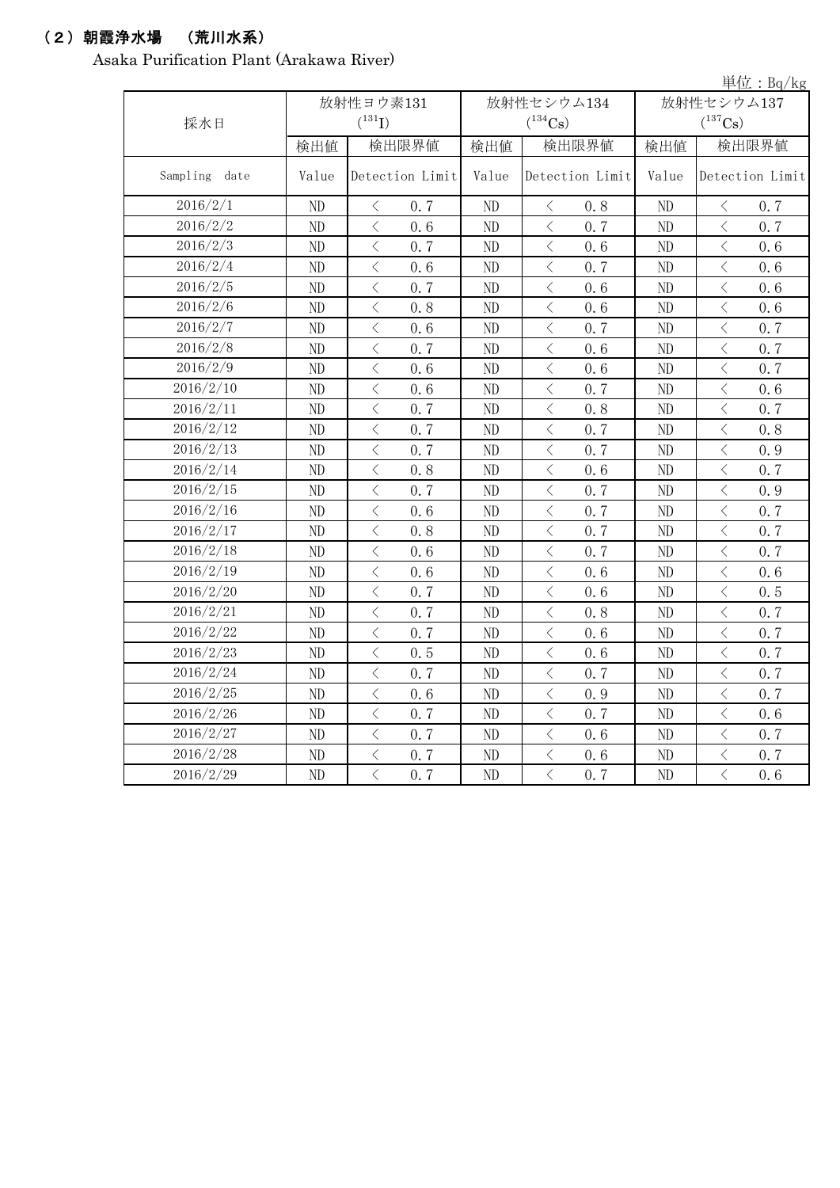## （2）朝霞浄水場　（荒川水系）

Asaka Purification Plant (Arakawa River)

単位：Bq/kg

| 採水日 | 放射性ヨウ素131 ($^{131}I$) | | 放射性セシウム134 ($^{134}Cs$) | | 放射性セシウム137 ($^{137}Cs$) | |
|---|---|---|---|---|---|---|
| | 検出値 | 検出限界値 | 検出値 | 検出限界値 | 検出値 | 検出限界値 |
| Sampling date | Value | Detection Limit | Value | Detection Limit | Value | Detection Limit |
| 2016/2/1 | ND | ＜ 0.7 | ND | ＜ 0.8 | ND | ＜ 0.7 |
| 2016/2/2 | ND | ＜ 0.6 | ND | ＜ 0.7 | ND | ＜ 0.7 |
| 2016/2/3 | ND | ＜ 0.7 | ND | ＜ 0.6 | ND | ＜ 0.6 |
| 2016/2/4 | ND | ＜ 0.6 | ND | ＜ 0.7 | ND | ＜ 0.6 |
| 2016/2/5 | ND | ＜ 0.7 | ND | ＜ 0.6 | ND | ＜ 0.6 |
| 2016/2/6 | ND | ＜ 0.8 | ND | ＜ 0.6 | ND | ＜ 0.6 |
| 2016/2/7 | ND | ＜ 0.6 | ND | ＜ 0.7 | ND | ＜ 0.7 |
| 2016/2/8 | ND | ＜ 0.7 | ND | ＜ 0.6 | ND | ＜ 0.7 |
| 2016/2/9 | ND | ＜ 0.6 | ND | ＜ 0.6 | ND | ＜ 0.7 |
| 2016/2/10 | ND | ＜ 0.6 | ND | ＜ 0.7 | ND | ＜ 0.6 |
| 2016/2/11 | ND | ＜ 0.7 | ND | ＜ 0.8 | ND | ＜ 0.7 |
| 2016/2/12 | ND | ＜ 0.7 | ND | ＜ 0.7 | ND | ＜ 0.8 |
| 2016/2/13 | ND | ＜ 0.7 | ND | ＜ 0.7 | ND | ＜ 0.9 |
| 2016/2/14 | ND | ＜ 0.8 | ND | ＜ 0.6 | ND | ＜ 0.7 |
| 2016/2/15 | ND | ＜ 0.7 | ND | ＜ 0.7 | ND | ＜ 0.9 |
| 2016/2/16 | ND | ＜ 0.6 | ND | ＜ 0.7 | ND | ＜ 0.7 |
| 2016/2/17 | ND | ＜ 0.8 | ND | ＜ 0.7 | ND | ＜ 0.7 |
| 2016/2/18 | ND | ＜ 0.6 | ND | ＜ 0.7 | ND | ＜ 0.7 |
| 2016/2/19 | ND | ＜ 0.6 | ND | ＜ 0.6 | ND | ＜ 0.6 |
| 2016/2/20 | ND | ＜ 0.7 | ND | ＜ 0.6 | ND | ＜ 0.5 |
| 2016/2/21 | ND | ＜ 0.7 | ND | ＜ 0.8 | ND | ＜ 0.7 |
| 2016/2/22 | ND | ＜ 0.7 | ND | ＜ 0.6 | ND | ＜ 0.7 |
| 2016/2/23 | ND | ＜ 0.5 | ND | ＜ 0.6 | ND | ＜ 0.7 |
| 2016/2/24 | ND | ＜ 0.7 | ND | ＜ 0.7 | ND | ＜ 0.7 |
| 2016/2/25 | ND | ＜ 0.6 | ND | ＜ 0.9 | ND | ＜ 0.7 |
| 2016/2/26 | ND | ＜ 0.7 | ND | ＜ 0.7 | ND | ＜ 0.6 |
| 2016/2/27 | ND | ＜ 0.7 | ND | ＜ 0.6 | ND | ＜ 0.7 |
| 2016/2/28 | ND | ＜ 0.7 | ND | ＜ 0.6 | ND | ＜ 0.7 |
| 2016/2/29 | ND | ＜ 0.7 | ND | ＜ 0.7 | ND | ＜ 0.6 |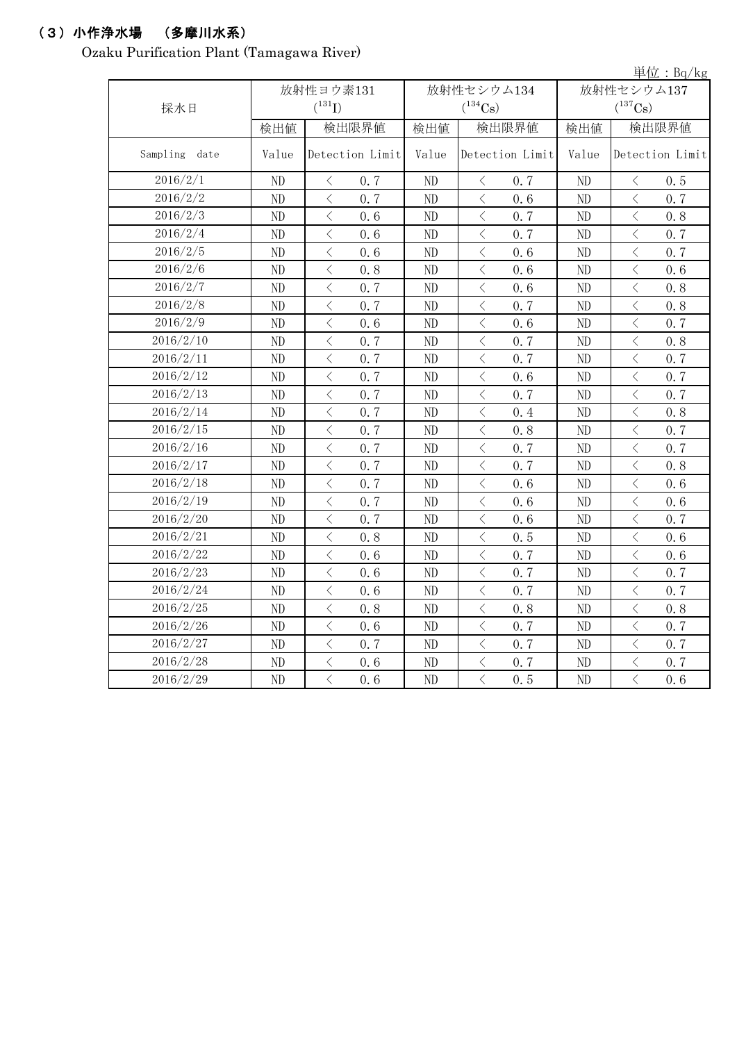## （３）小作浄水場　（多摩川水系）

Ozaku Purification Plant (Tamagawa River)

単位：Bq/kg

| 採水日 | 放射性ヨウ素131 ($^{131}I$) | | 放射性セシウム134 ($^{134}Cs$) | | 放射性セシウム137 ($^{137}Cs$) | |
|---|---|---|---|---|---|---|
| | 検出値 | 検出限界値 | 検出値 | 検出限界値 | 検出値 | 検出限界値 |
| Sampling date | Value | Detection Limit | Value | Detection Limit | Value | Detection Limit |
| 2016/2/1 | ND | ＜ 0.7 | ND | ＜ 0.7 | ND | ＜ 0.5 |
| 2016/2/2 | ND | ＜ 0.7 | ND | ＜ 0.6 | ND | ＜ 0.7 |
| 2016/2/3 | ND | ＜ 0.6 | ND | ＜ 0.7 | ND | ＜ 0.8 |
| 2016/2/4 | ND | ＜ 0.6 | ND | ＜ 0.7 | ND | ＜ 0.7 |
| 2016/2/5 | ND | ＜ 0.6 | ND | ＜ 0.6 | ND | ＜ 0.7 |
| 2016/2/6 | ND | ＜ 0.8 | ND | ＜ 0.6 | ND | ＜ 0.6 |
| 2016/2/7 | ND | ＜ 0.7 | ND | ＜ 0.6 | ND | ＜ 0.8 |
| 2016/2/8 | ND | ＜ 0.7 | ND | ＜ 0.7 | ND | ＜ 0.8 |
| 2016/2/9 | ND | ＜ 0.6 | ND | ＜ 0.6 | ND | ＜ 0.7 |
| 2016/2/10 | ND | ＜ 0.7 | ND | ＜ 0.7 | ND | ＜ 0.8 |
| 2016/2/11 | ND | ＜ 0.7 | ND | ＜ 0.7 | ND | ＜ 0.7 |
| 2016/2/12 | ND | ＜ 0.7 | ND | ＜ 0.6 | ND | ＜ 0.7 |
| 2016/2/13 | ND | ＜ 0.7 | ND | ＜ 0.7 | ND | ＜ 0.7 |
| 2016/2/14 | ND | ＜ 0.7 | ND | ＜ 0.4 | ND | ＜ 0.8 |
| 2016/2/15 | ND | ＜ 0.7 | ND | ＜ 0.8 | ND | ＜ 0.7 |
| 2016/2/16 | ND | ＜ 0.7 | ND | ＜ 0.7 | ND | ＜ 0.7 |
| 2016/2/17 | ND | ＜ 0.7 | ND | ＜ 0.7 | ND | ＜ 0.8 |
| 2016/2/18 | ND | ＜ 0.7 | ND | ＜ 0.6 | ND | ＜ 0.6 |
| 2016/2/19 | ND | ＜ 0.7 | ND | ＜ 0.6 | ND | ＜ 0.6 |
| 2016/2/20 | ND | ＜ 0.7 | ND | ＜ 0.6 | ND | ＜ 0.7 |
| 2016/2/21 | ND | ＜ 0.8 | ND | ＜ 0.5 | ND | ＜ 0.6 |
| 2016/2/22 | ND | ＜ 0.6 | ND | ＜ 0.7 | ND | ＜ 0.6 |
| 2016/2/23 | ND | ＜ 0.6 | ND | ＜ 0.7 | ND | ＜ 0.7 |
| 2016/2/24 | ND | ＜ 0.6 | ND | ＜ 0.7 | ND | ＜ 0.7 |
| 2016/2/25 | ND | ＜ 0.8 | ND | ＜ 0.8 | ND | ＜ 0.8 |
| 2016/2/26 | ND | ＜ 0.6 | ND | ＜ 0.7 | ND | ＜ 0.7 |
| 2016/2/27 | ND | ＜ 0.7 | ND | ＜ 0.7 | ND | ＜ 0.7 |
| 2016/2/28 | ND | ＜ 0.6 | ND | ＜ 0.7 | ND | ＜ 0.7 |
| 2016/2/29 | ND | ＜ 0.6 | ND | ＜ 0.5 | ND | ＜ 0.6 |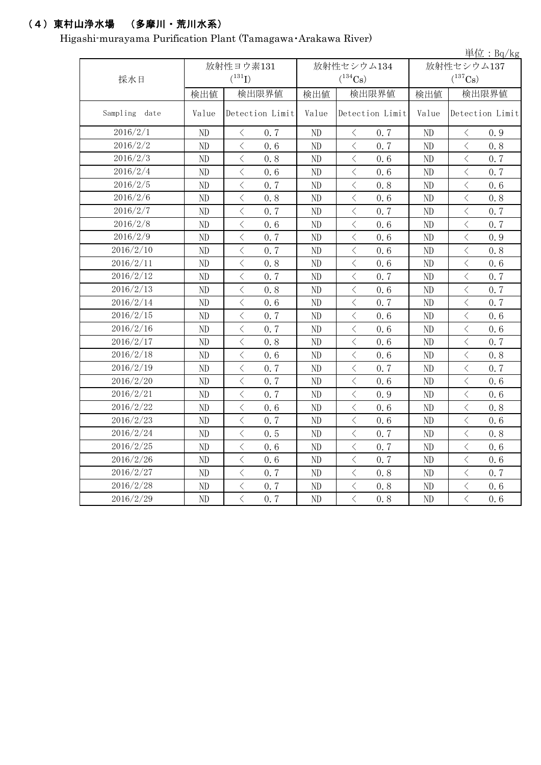## （4）東村山浄水場　（多摩川・荒川水系）

Higashi-murayama Purification Plant (Tamagawa・Arakawa River)

単位：Bq/kg

| 採水日 | 放射性ヨウ素131 ($^{131}$I) | | 放射性セシウム134 ($^{134}$Cs) | | 放射性セシウム137 ($^{137}$Cs) | |
|---|---|---|---|---|---|---|
| | 検出値 | 検出限界値 | 検出値 | 検出限界値 | 検出値 | 検出限界値 |
| Sampling date | Value | Detection Limit | Value | Detection Limit | Value | Detection Limit |
| 2016/2/1 | ND | ＜ 0.7 | ND | ＜ 0.7 | ND | ＜ 0.9 |
| 2016/2/2 | ND | ＜ 0.6 | ND | ＜ 0.7 | ND | ＜ 0.8 |
| 2016/2/3 | ND | ＜ 0.8 | ND | ＜ 0.6 | ND | ＜ 0.7 |
| 2016/2/4 | ND | ＜ 0.6 | ND | ＜ 0.6 | ND | ＜ 0.7 |
| 2016/2/5 | ND | ＜ 0.7 | ND | ＜ 0.8 | ND | ＜ 0.6 |
| 2016/2/6 | ND | ＜ 0.8 | ND | ＜ 0.6 | ND | ＜ 0.8 |
| 2016/2/7 | ND | ＜ 0.7 | ND | ＜ 0.7 | ND | ＜ 0.7 |
| 2016/2/8 | ND | ＜ 0.6 | ND | ＜ 0.6 | ND | ＜ 0.7 |
| 2016/2/9 | ND | ＜ 0.7 | ND | ＜ 0.6 | ND | ＜ 0.9 |
| 2016/2/10 | ND | ＜ 0.7 | ND | ＜ 0.6 | ND | ＜ 0.8 |
| 2016/2/11 | ND | ＜ 0.8 | ND | ＜ 0.6 | ND | ＜ 0.6 |
| 2016/2/12 | ND | ＜ 0.7 | ND | ＜ 0.7 | ND | ＜ 0.7 |
| 2016/2/13 | ND | ＜ 0.8 | ND | ＜ 0.6 | ND | ＜ 0.7 |
| 2016/2/14 | ND | ＜ 0.6 | ND | ＜ 0.7 | ND | ＜ 0.7 |
| 2016/2/15 | ND | ＜ 0.7 | ND | ＜ 0.6 | ND | ＜ 0.6 |
| 2016/2/16 | ND | ＜ 0.7 | ND | ＜ 0.6 | ND | ＜ 0.6 |
| 2016/2/17 | ND | ＜ 0.8 | ND | ＜ 0.6 | ND | ＜ 0.7 |
| 2016/2/18 | ND | ＜ 0.6 | ND | ＜ 0.6 | ND | ＜ 0.8 |
| 2016/2/19 | ND | ＜ 0.7 | ND | ＜ 0.7 | ND | ＜ 0.7 |
| 2016/2/20 | ND | ＜ 0.7 | ND | ＜ 0.6 | ND | ＜ 0.6 |
| 2016/2/21 | ND | ＜ 0.7 | ND | ＜ 0.9 | ND | ＜ 0.6 |
| 2016/2/22 | ND | ＜ 0.6 | ND | ＜ 0.6 | ND | ＜ 0.8 |
| 2016/2/23 | ND | ＜ 0.7 | ND | ＜ 0.6 | ND | ＜ 0.6 |
| 2016/2/24 | ND | ＜ 0.5 | ND | ＜ 0.7 | ND | ＜ 0.8 |
| 2016/2/25 | ND | ＜ 0.6 | ND | ＜ 0.7 | ND | ＜ 0.6 |
| 2016/2/26 | ND | ＜ 0.6 | ND | ＜ 0.7 | ND | ＜ 0.6 |
| 2016/2/27 | ND | ＜ 0.7 | ND | ＜ 0.8 | ND | ＜ 0.7 |
| 2016/2/28 | ND | ＜ 0.7 | ND | ＜ 0.8 | ND | ＜ 0.6 |
| 2016/2/29 | ND | ＜ 0.7 | ND | ＜ 0.8 | ND | ＜ 0.6 |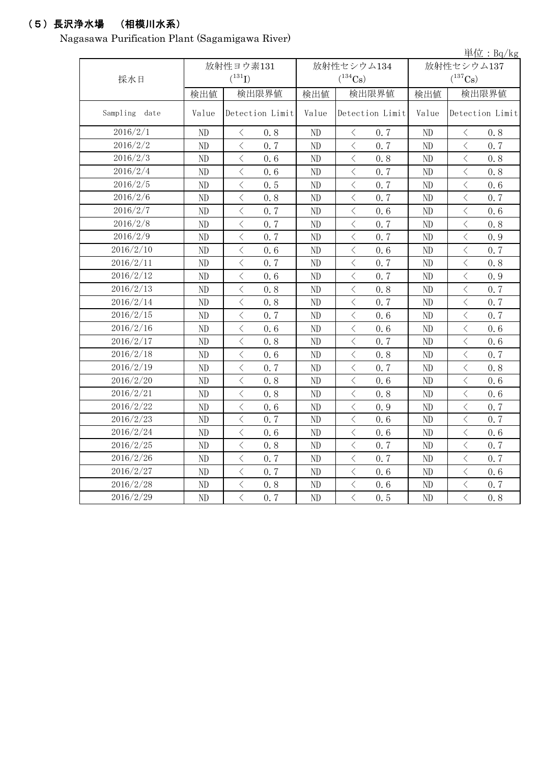## （5）長沢浄水場　（相模川水系）

Nagasawa Purification Plant (Sagamigawa River)

単位：Bq/kg

| 採水日 | 放射性ヨウ素131 ($^{131}I$) | | 放射性セシウム134 ($^{134}Cs$) | | 放射性セシウム137 ($^{137}Cs$) | |
|---|---|---|---|---|---|---|
| | 検出値 | 検出限界値 | 検出値 | 検出限界値 | 検出値 | 検出限界値 |
| Sampling date | Value | Detection Limit | Value | Detection Limit | Value | Detection Limit |
| 2016/2/1 | ND | ＜ 0.8 | ND | ＜ 0.7 | ND | ＜ 0.8 |
| 2016/2/2 | ND | ＜ 0.7 | ND | ＜ 0.7 | ND | ＜ 0.7 |
| 2016/2/3 | ND | ＜ 0.6 | ND | ＜ 0.8 | ND | ＜ 0.8 |
| 2016/2/4 | ND | ＜ 0.6 | ND | ＜ 0.7 | ND | ＜ 0.8 |
| 2016/2/5 | ND | ＜ 0.5 | ND | ＜ 0.7 | ND | ＜ 0.6 |
| 2016/2/6 | ND | ＜ 0.8 | ND | ＜ 0.7 | ND | ＜ 0.7 |
| 2016/2/7 | ND | ＜ 0.7 | ND | ＜ 0.6 | ND | ＜ 0.6 |
| 2016/2/8 | ND | ＜ 0.7 | ND | ＜ 0.7 | ND | ＜ 0.8 |
| 2016/2/9 | ND | ＜ 0.7 | ND | ＜ 0.7 | ND | ＜ 0.9 |
| 2016/2/10 | ND | ＜ 0.6 | ND | ＜ 0.6 | ND | ＜ 0.7 |
| 2016/2/11 | ND | ＜ 0.7 | ND | ＜ 0.7 | ND | ＜ 0.8 |
| 2016/2/12 | ND | ＜ 0.6 | ND | ＜ 0.7 | ND | ＜ 0.9 |
| 2016/2/13 | ND | ＜ 0.8 | ND | ＜ 0.8 | ND | ＜ 0.7 |
| 2016/2/14 | ND | ＜ 0.8 | ND | ＜ 0.7 | ND | ＜ 0.7 |
| 2016/2/15 | ND | ＜ 0.7 | ND | ＜ 0.6 | ND | ＜ 0.7 |
| 2016/2/16 | ND | ＜ 0.6 | ND | ＜ 0.6 | ND | ＜ 0.6 |
| 2016/2/17 | ND | ＜ 0.8 | ND | ＜ 0.7 | ND | ＜ 0.6 |
| 2016/2/18 | ND | ＜ 0.6 | ND | ＜ 0.8 | ND | ＜ 0.7 |
| 2016/2/19 | ND | ＜ 0.7 | ND | ＜ 0.7 | ND | ＜ 0.8 |
| 2016/2/20 | ND | ＜ 0.8 | ND | ＜ 0.6 | ND | ＜ 0.6 |
| 2016/2/21 | ND | ＜ 0.8 | ND | ＜ 0.8 | ND | ＜ 0.6 |
| 2016/2/22 | ND | ＜ 0.6 | ND | ＜ 0.9 | ND | ＜ 0.7 |
| 2016/2/23 | ND | ＜ 0.7 | ND | ＜ 0.6 | ND | ＜ 0.7 |
| 2016/2/24 | ND | ＜ 0.6 | ND | ＜ 0.6 | ND | ＜ 0.6 |
| 2016/2/25 | ND | ＜ 0.8 | ND | ＜ 0.7 | ND | ＜ 0.7 |
| 2016/2/26 | ND | ＜ 0.7 | ND | ＜ 0.7 | ND | ＜ 0.7 |
| 2016/2/27 | ND | ＜ 0.7 | ND | ＜ 0.6 | ND | ＜ 0.6 |
| 2016/2/28 | ND | ＜ 0.8 | ND | ＜ 0.6 | ND | ＜ 0.7 |
| 2016/2/29 | ND | ＜ 0.7 | ND | ＜ 0.5 | ND | ＜ 0.8 |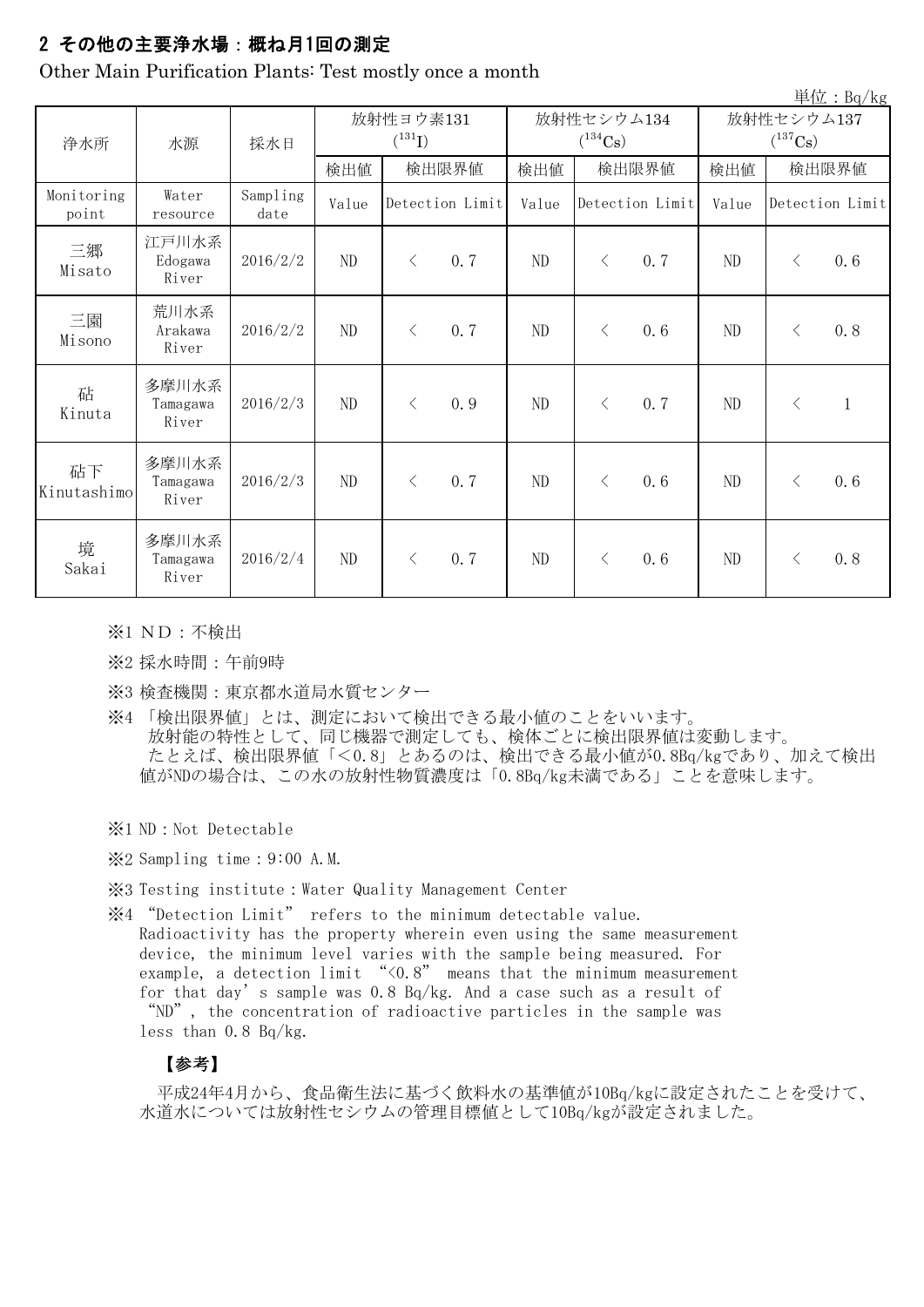## 2 その他の主要浄水場：概ね月1回の測定

Other Main Purification Plants: Test mostly once a month

単位：Bq/kg

| 浄水所 | 水源 | 採水日 | 放射性ヨウ素131 ($^{131}I$) | | 放射性セシウム134 ($^{134}Cs$) | | 放射性セシウム137 ($^{137}Cs$) | |
|---|---|---|---|---|---|---|---|---|
| | | | 検出値 | 検出限界値 | 検出値 | 検出限界値 | 検出値 | 検出限界値 |
| Monitoring point | Water resource | Sampling date | Value | Detection Limit | Value | Detection Limit | Value | Detection Limit |
| 三郷 Misato | 江戸川水系 Edogawa River | 2016/2/2 | ND | ＜ 0.7 | ND | ＜ 0.7 | ND | ＜ 0.6 |
| 三園 Misono | 荒川水系 Arakawa River | 2016/2/2 | ND | ＜ 0.7 | ND | ＜ 0.6 | ND | ＜ 0.8 |
| 砧 Kinuta | 多摩川水系 Tamagawa River | 2016/2/3 | ND | ＜ 0.9 | ND | ＜ 0.7 | ND | ＜ 1 |
| 砧下 Kinutashimo | 多摩川水系 Tamagawa River | 2016/2/3 | ND | ＜ 0.7 | ND | ＜ 0.6 | ND | ＜ 0.6 |
| 境 Sakai | 多摩川水系 Tamagawa River | 2016/2/4 | ND | ＜ 0.7 | ND | ＜ 0.6 | ND | ＜ 0.8 |

※1 ＮＤ：不検出

※2 採水時間：午前9時

※3 検査機関：東京都水道局水質センター

※4 「検出限界値」とは、測定において検出できる最小値のことをいいます。
放射能の特性として、同じ機器で測定しても、検体ごとに検出限界値は変動します。
たとえば、検出限界値「<0.8」とあるのは、検出できる最小値が0.8Bq/kgであり、加えて検出値がNDの場合は、この水の放射性物質濃度は「0.8Bq/kg未満である」ことを意味します。

※1 ND：Not Detectable

※2 Sampling time：9:00 A.M.

※3 Testing institute：Water Quality Management Center

※4 "Detection Limit" refers to the minimum detectable value.
Radioactivity has the property wherein even using the same measurement device, the minimum level varies with the sample being measured. For example, a detection limit "<0.8" means that the minimum measurement for that day's sample was 0.8 Bq/kg. And a case such as a result of "ND", the concentration of radioactive particles in the sample was less than 0.8 Bq/kg.

**【参考】**

平成24年4月から、食品衛生法に基づく飲料水の基準値が10Bq/kgに設定されたことを受けて、水道水については放射性セシウムの管理目標値として10Bq/kgが設定されました。